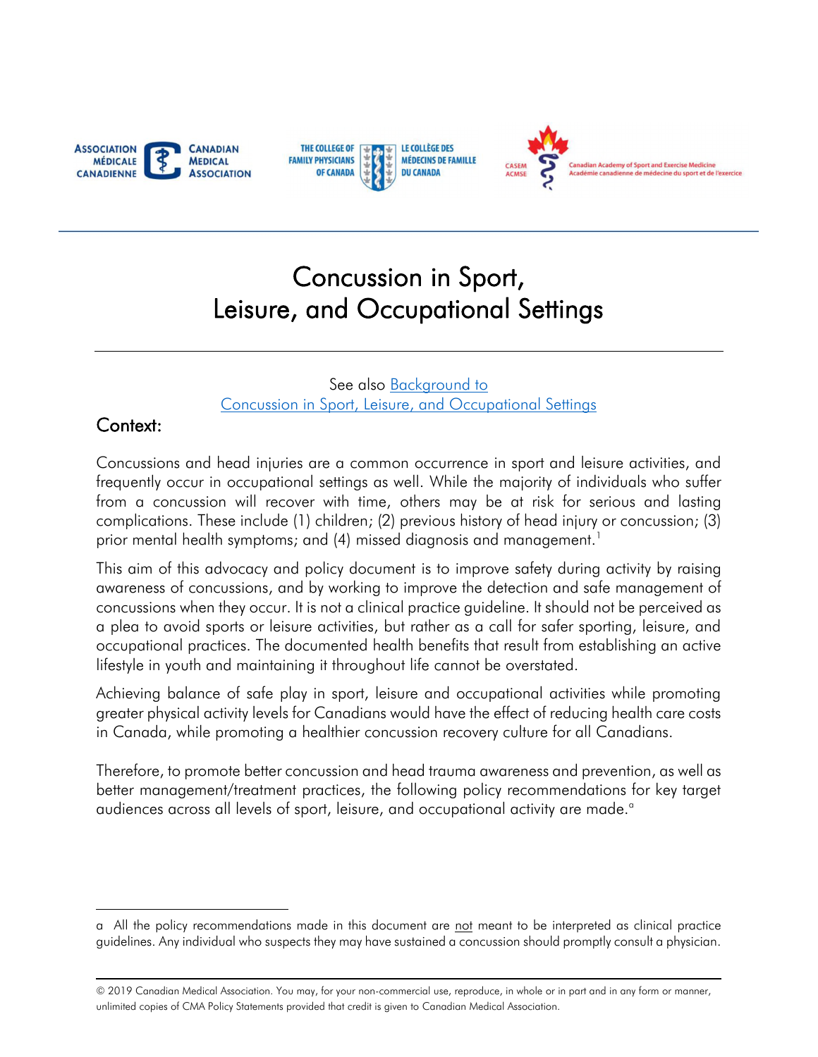ASSOCIATION MÉDICALE CANADIENNE | CANADIAN MEDICAL ASSOCIATION

THE COLLEGE OF FAMILY PHYSICIANS OF CANADA | LE COLLÈGE DES MÉDECINS DE FAMILLE DU CANADA

CASEM ACMSE | Canadian Academy of Sport and Exercise Medicine | Académie canadienne de médecine du sport et de l'exercice

# Concussion in Sport, Leisure, and Occupational Settings

See also [Background to Concussion in Sport, Leisure, and Occupational Settings]

## Context:

Concussions and head injuries are a common occurrence in sport and leisure activities, and frequently occur in occupational settings as well. While the majority of individuals who suffer from a concussion will recover with time, others may be at risk for serious and lasting complications. These include (1) children; (2) previous history of head injury or concussion; (3) prior mental health symptoms; and (4) missed diagnosis and management.[1]

This aim of this advocacy and policy document is to improve safety during activity by raising awareness of concussions, and by working to improve the detection and safe management of concussions when they occur. It is not a clinical practice guideline. It should not be perceived as a plea to avoid sports or leisure activities, but rather as a call for safer sporting, leisure, and occupational practices. The documented health benefits that result from establishing an active lifestyle in youth and maintaining it throughout life cannot be overstated.

Achieving balance of safe play in sport, leisure and occupational activities while promoting greater physical activity levels for Canadians would have the effect of reducing health care costs in Canada, while promoting a healthier concussion recovery culture for all Canadians.

Therefore, to promote better concussion and head trauma awareness and prevention, as well as better management/treatment practices, the following policy recommendations for key target audiences across all levels of sport, leisure, and occupational activity are made.[a]

---

a All the policy recommendations made in this document are not meant to be interpreted as clinical practice guidelines. Any individual who suspects they may have sustained a concussion should promptly consult a physician.

© 2019 Canadian Medical Association. You may, for your non-commercial use, reproduce, in whole or in part and in any form or manner, unlimited copies of CMA Policy Statements provided that credit is given to Canadian Medical Association.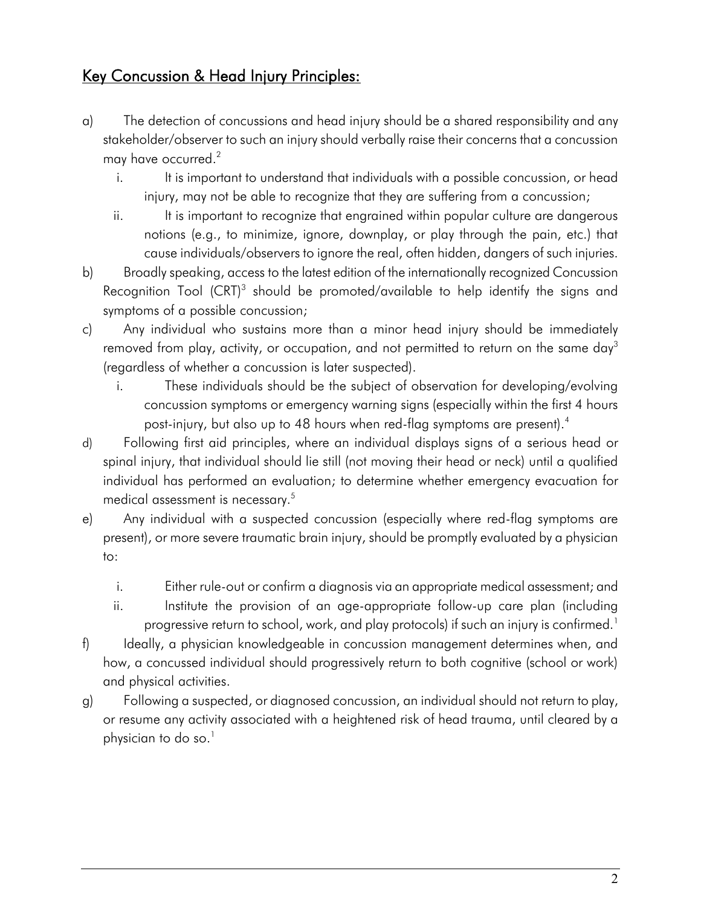## Key Concussion & Head Injury Principles:

a) The detection of concussions and head injury should be a shared responsibility and any stakeholder/observer to such an injury should verbally raise their concerns that a concussion may have occurred.[2]

   i. It is important to understand that individuals with a possible concussion, or head injury, may not be able to recognize that they are suffering from a concussion;

   ii. It is important to recognize that engrained within popular culture are dangerous notions (e.g., to minimize, ignore, downplay, or play through the pain, etc.) that cause individuals/observers to ignore the real, often hidden, dangers of such injuries.

b) Broadly speaking, access to the latest edition of the internationally recognized Concussion Recognition Tool (CRT)[3] should be promoted/available to help identify the signs and symptoms of a possible concussion;

c) Any individual who sustains more than a minor head injury should be immediately removed from play, activity, or occupation, and not permitted to return on the same day[3] (regardless of whether a concussion is later suspected).

   i. These individuals should be the subject of observation for developing/evolving concussion symptoms or emergency warning signs (especially within the first 4 hours post-injury, but also up to 48 hours when red-flag symptoms are present).[4]

d) Following first aid principles, where an individual displays signs of a serious head or spinal injury, that individual should lie still (not moving their head or neck) until a qualified individual has performed an evaluation; to determine whether emergency evacuation for medical assessment is necessary.[5]

e) Any individual with a suspected concussion (especially where red-flag symptoms are present), or more severe traumatic brain injury, should be promptly evaluated by a physician to:

   i. Either rule-out or confirm a diagnosis via an appropriate medical assessment; and

   ii. Institute the provision of an age-appropriate follow-up care plan (including progressive return to school, work, and play protocols) if such an injury is confirmed.[1]

f) Ideally, a physician knowledgeable in concussion management determines when, and how, a concussed individual should progressively return to both cognitive (school or work) and physical activities.

g) Following a suspected, or diagnosed concussion, an individual should not return to play, or resume any activity associated with a heightened risk of head trauma, until cleared by a physician to do so.[1]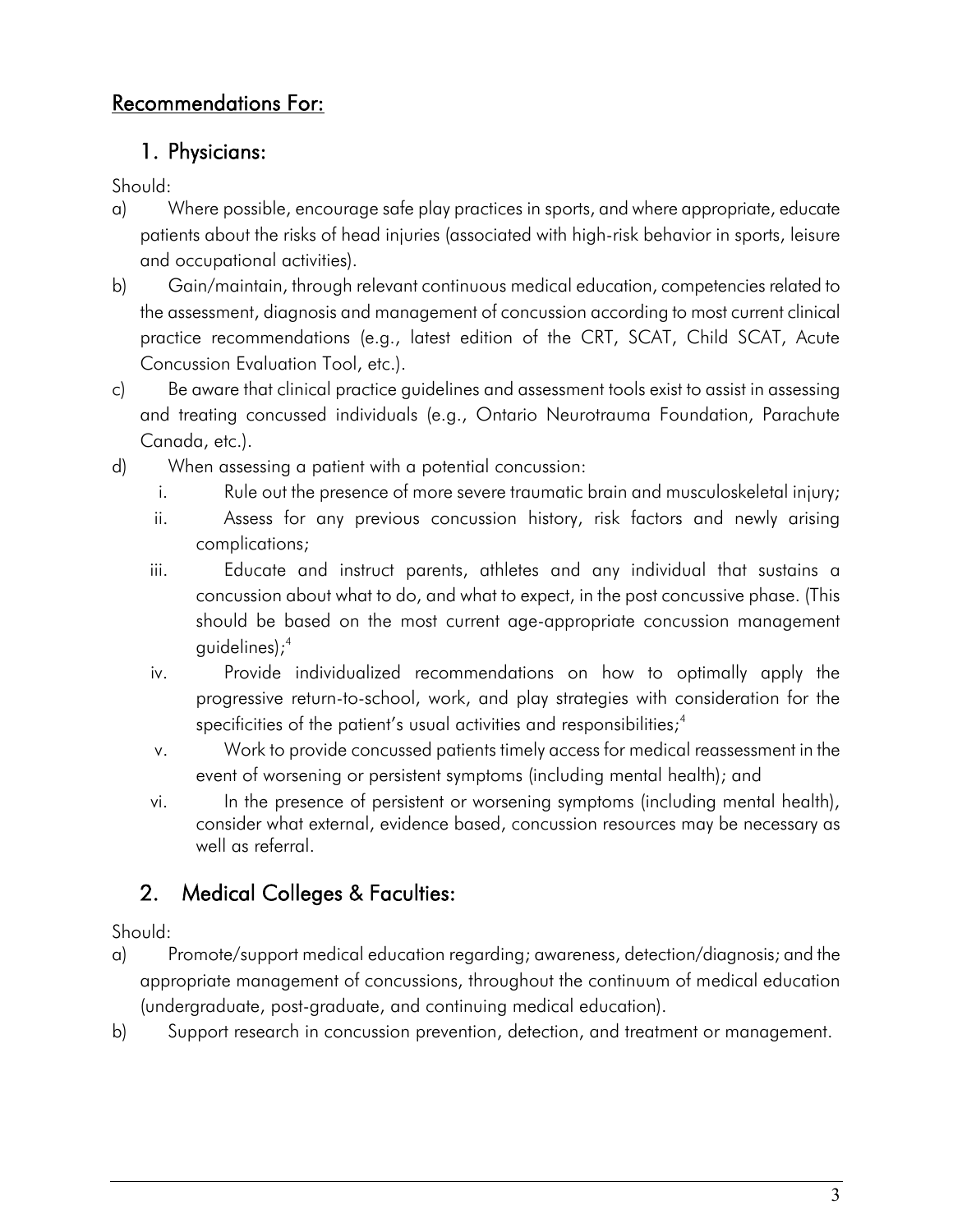## Recommendations For:

### 1. Physicians:

Should:

a) Where possible, encourage safe play practices in sports, and where appropriate, educate patients about the risks of head injuries (associated with high-risk behavior in sports, leisure and occupational activities).

b) Gain/maintain, through relevant continuous medical education, competencies related to the assessment, diagnosis and management of concussion according to most current clinical practice recommendations (e.g., latest edition of the CRT, SCAT, Child SCAT, Acute Concussion Evaluation Tool, etc.).

c) Be aware that clinical practice guidelines and assessment tools exist to assist in assessing and treating concussed individuals (e.g., Ontario Neurotrauma Foundation, Parachute Canada, etc.).

d) When assessing a patient with a potential concussion:

   i. Rule out the presence of more severe traumatic brain and musculoskeletal injury;

   ii. Assess for any previous concussion history, risk factors and newly arising complications;

   iii. Educate and instruct parents, athletes and any individual that sustains a concussion about what to do, and what to expect, in the post concussive phase. (This should be based on the most current age-appropriate concussion management guidelines);[4]

   iv. Provide individualized recommendations on how to optimally apply the progressive return-to-school, work, and play strategies with consideration for the specificities of the patient's usual activities and responsibilities;[4]

   v. Work to provide concussed patients timely access for medical reassessment in the event of worsening or persistent symptoms (including mental health); and

   vi. In the presence of persistent or worsening symptoms (including mental health), consider what external, evidence based, concussion resources may be necessary as well as referral.

### 2. Medical Colleges & Faculties:

Should:

a) Promote/support medical education regarding; awareness, detection/diagnosis; and the appropriate management of concussions, throughout the continuum of medical education (undergraduate, post-graduate, and continuing medical education).

b) Support research in concussion prevention, detection, and treatment or management.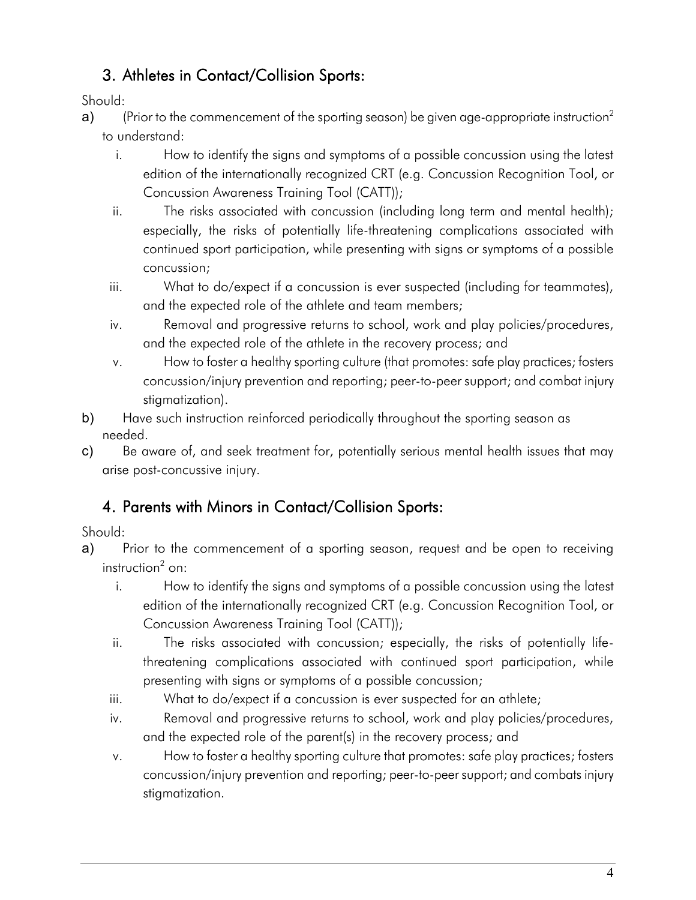## 3. Athletes in Contact/Collision Sports:

Should:

a) (Prior to the commencement of the sporting season) be given age-appropriate instruction[2] to understand:

   i. How to identify the signs and symptoms of a possible concussion using the latest edition of the internationally recognized CRT (e.g. Concussion Recognition Tool, or Concussion Awareness Training Tool (CATT));

   ii. The risks associated with concussion (including long term and mental health); especially, the risks of potentially life-threatening complications associated with continued sport participation, while presenting with signs or symptoms of a possible concussion;

   iii. What to do/expect if a concussion is ever suspected (including for teammates), and the expected role of the athlete and team members;

   iv. Removal and progressive returns to school, work and play policies/procedures, and the expected role of the athlete in the recovery process; and

   v. How to foster a healthy sporting culture (that promotes: safe play practices; fosters concussion/injury prevention and reporting; peer-to-peer support; and combat injury stigmatization).

b) Have such instruction reinforced periodically throughout the sporting season as needed.

c) Be aware of, and seek treatment for, potentially serious mental health issues that may arise post-concussive injury.

## 4. Parents with Minors in Contact/Collision Sports:

Should:

a) Prior to the commencement of a sporting season, request and be open to receiving instruction[2] on:

   i. How to identify the signs and symptoms of a possible concussion using the latest edition of the internationally recognized CRT (e.g. Concussion Recognition Tool, or Concussion Awareness Training Tool (CATT));

   ii. The risks associated with concussion; especially, the risks of potentially life-threatening complications associated with continued sport participation, while presenting with signs or symptoms of a possible concussion;

   iii. What to do/expect if a concussion is ever suspected for an athlete;

   iv. Removal and progressive returns to school, work and play policies/procedures, and the expected role of the parent(s) in the recovery process; and

   v. How to foster a healthy sporting culture that promotes: safe play practices; fosters concussion/injury prevention and reporting; peer-to-peer support; and combats injury stigmatization.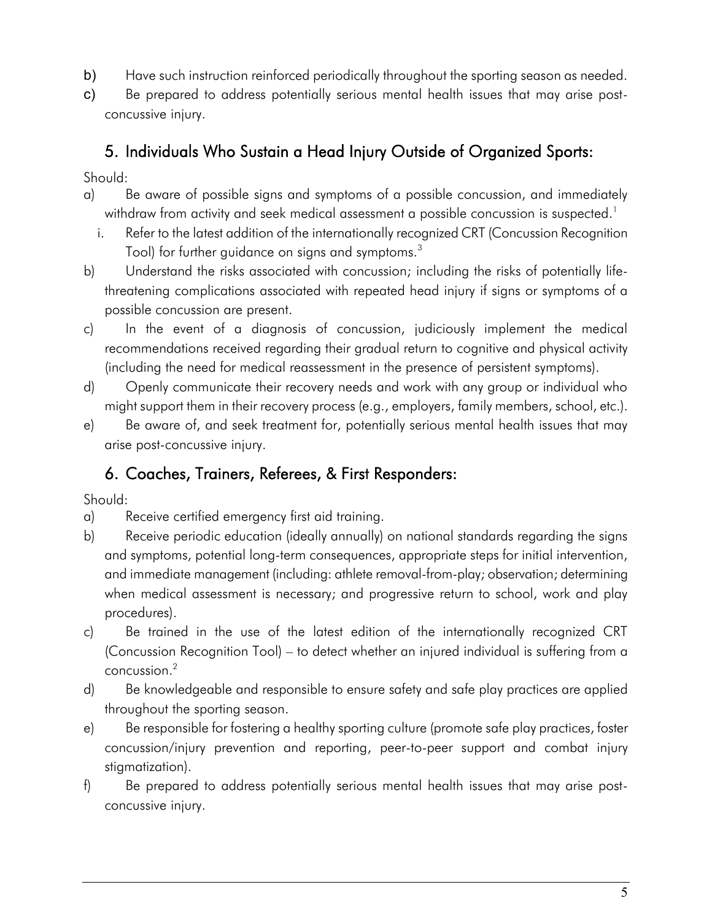b) Have such instruction reinforced periodically throughout the sporting season as needed.

c) Be prepared to address potentially serious mental health issues that may arise post-concussive injury.

## 5. Individuals Who Sustain a Head Injury Outside of Organized Sports:

Should:

a) Be aware of possible signs and symptoms of a possible concussion, and immediately withdraw from activity and seek medical assessment a possible concussion is suspected.[1]

   i. Refer to the latest addition of the internationally recognized CRT (Concussion Recognition Tool) for further guidance on signs and symptoms.[3]

b) Understand the risks associated with concussion; including the risks of potentially life-threatening complications associated with repeated head injury if signs or symptoms of a possible concussion are present.

c) In the event of a diagnosis of concussion, judiciously implement the medical recommendations received regarding their gradual return to cognitive and physical activity (including the need for medical reassessment in the presence of persistent symptoms).

d) Openly communicate their recovery needs and work with any group or individual who might support them in their recovery process (e.g., employers, family members, school, etc.).

e) Be aware of, and seek treatment for, potentially serious mental health issues that may arise post-concussive injury.

## 6. Coaches, Trainers, Referees, & First Responders:

Should:

a) Receive certified emergency first aid training.

b) Receive periodic education (ideally annually) on national standards regarding the signs and symptoms, potential long-term consequences, appropriate steps for initial intervention, and immediate management (including: athlete removal-from-play; observation; determining when medical assessment is necessary; and progressive return to school, work and play procedures).

c) Be trained in the use of the latest edition of the internationally recognized CRT (Concussion Recognition Tool) – to detect whether an injured individual is suffering from a concussion.[2]

d) Be knowledgeable and responsible to ensure safety and safe play practices are applied throughout the sporting season.

e) Be responsible for fostering a healthy sporting culture (promote safe play practices, foster concussion/injury prevention and reporting, peer-to-peer support and combat injury stigmatization).

f) Be prepared to address potentially serious mental health issues that may arise post-concussive injury.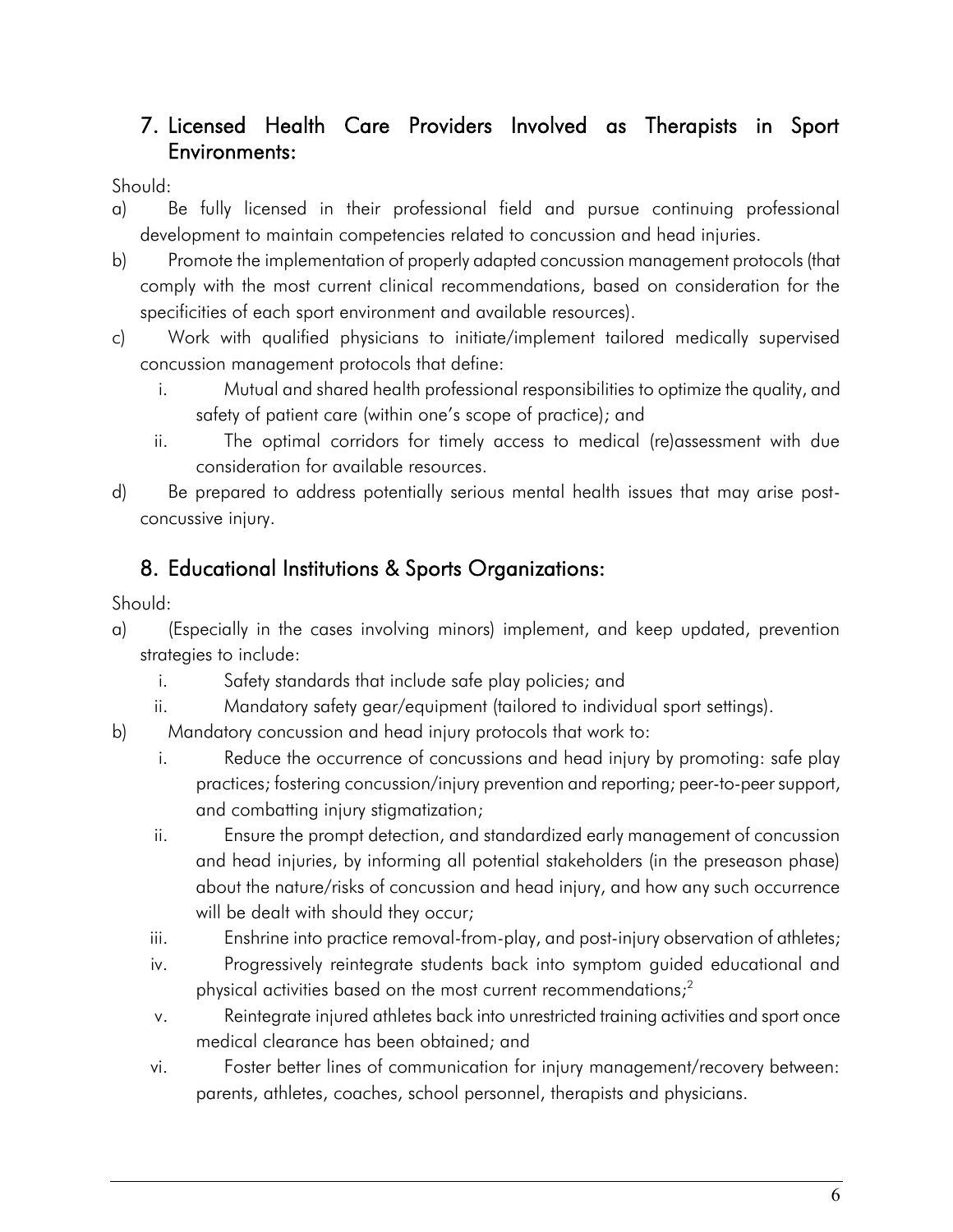## 7. Licensed Health Care Providers Involved as Therapists in Sport Environments:

Should:

a) Be fully licensed in their professional field and pursue continuing professional development to maintain competencies related to concussion and head injuries.

b) Promote the implementation of properly adapted concussion management protocols (that comply with the most current clinical recommendations, based on consideration for the specificities of each sport environment and available resources).

c) Work with qualified physicians to initiate/implement tailored medically supervised concussion management protocols that define:

   i. Mutual and shared health professional responsibilities to optimize the quality, and safety of patient care (within one's scope of practice); and

   ii. The optimal corridors for timely access to medical (re)assessment with due consideration for available resources.

d) Be prepared to address potentially serious mental health issues that may arise post-concussive injury.

## 8. Educational Institutions & Sports Organizations:

Should:

a) (Especially in the cases involving minors) implement, and keep updated, prevention strategies to include:

   i. Safety standards that include safe play policies; and

   ii. Mandatory safety gear/equipment (tailored to individual sport settings).

b) Mandatory concussion and head injury protocols that work to:

   i. Reduce the occurrence of concussions and head injury by promoting: safe play practices; fostering concussion/injury prevention and reporting; peer-to-peer support, and combatting injury stigmatization;

   ii. Ensure the prompt detection, and standardized early management of concussion and head injuries, by informing all potential stakeholders (in the preseason phase) about the nature/risks of concussion and head injury, and how any such occurrence will be dealt with should they occur;

   iii. Enshrine into practice removal-from-play, and post-injury observation of athletes;

   iv. Progressively reintegrate students back into symptom guided educational and physical activities based on the most current recommendations;[2]

   v. Reintegrate injured athletes back into unrestricted training activities and sport once medical clearance has been obtained; and

   vi. Foster better lines of communication for injury management/recovery between: parents, athletes, coaches, school personnel, therapists and physicians.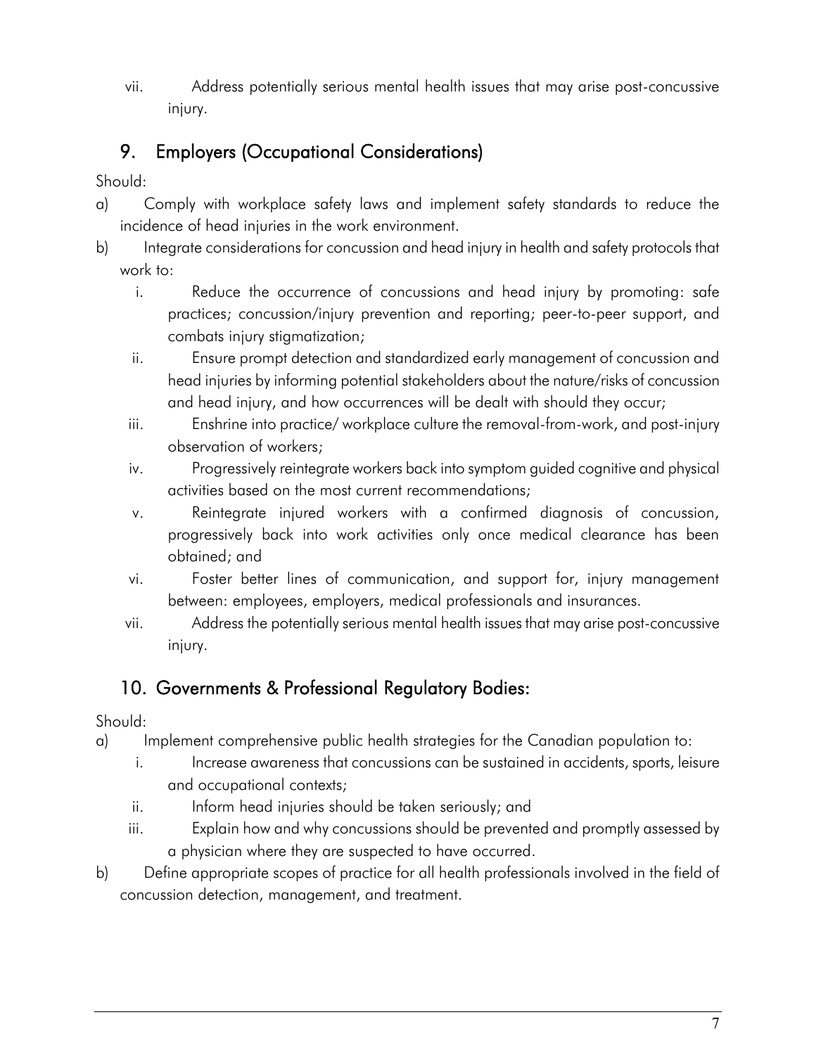vii. Address potentially serious mental health issues that may arise post-concussive injury.

## 9. Employers (Occupational Considerations)

Should:

a) Comply with workplace safety laws and implement safety standards to reduce the incidence of head injuries in the work environment.

b) Integrate considerations for concussion and head injury in health and safety protocols that work to:

   i. Reduce the occurrence of concussions and head injury by promoting: safe practices; concussion/injury prevention and reporting; peer-to-peer support, and combats injury stigmatization;

   ii. Ensure prompt detection and standardized early management of concussion and head injuries by informing potential stakeholders about the nature/risks of concussion and head injury, and how occurrences will be dealt with should they occur;

   iii. Enshrine into practice/ workplace culture the removal-from-work, and post-injury observation of workers;

   iv. Progressively reintegrate workers back into symptom guided cognitive and physical activities based on the most current recommendations;

   v. Reintegrate injured workers with a confirmed diagnosis of concussion, progressively back into work activities only once medical clearance has been obtained; and

   vi. Foster better lines of communication, and support for, injury management between: employees, employers, medical professionals and insurances.

   vii. Address the potentially serious mental health issues that may arise post-concussive injury.

## 10. Governments & Professional Regulatory Bodies:

Should:

a) Implement comprehensive public health strategies for the Canadian population to:

   i. Increase awareness that concussions can be sustained in accidents, sports, leisure and occupational contexts;

   ii. Inform head injuries should be taken seriously; and

   iii. Explain how and why concussions should be prevented and promptly assessed by a physician where they are suspected to have occurred.

b) Define appropriate scopes of practice for all health professionals involved in the field of concussion detection, management, and treatment.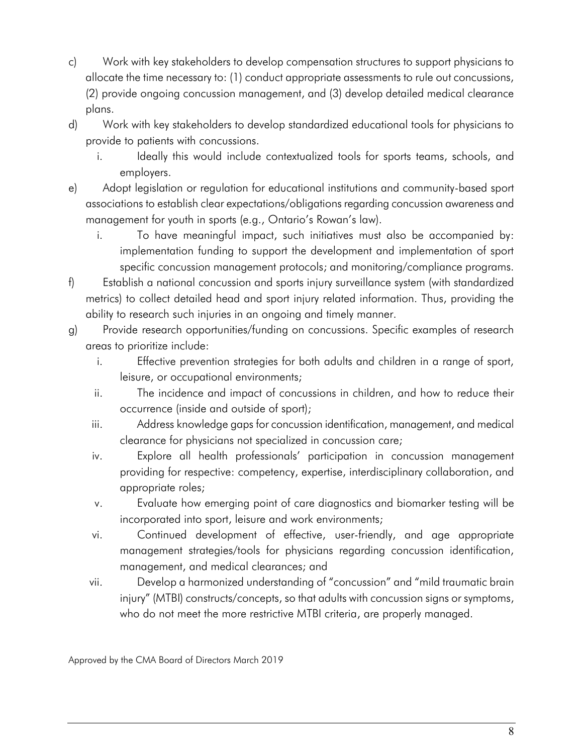c) Work with key stakeholders to develop compensation structures to support physicians to allocate the time necessary to: (1) conduct appropriate assessments to rule out concussions, (2) provide ongoing concussion management, and (3) develop detailed medical clearance plans.

d) Work with key stakeholders to develop standardized educational tools for physicians to provide to patients with concussions.

   i. Ideally this would include contextualized tools for sports teams, schools, and employers.

e) Adopt legislation or regulation for educational institutions and community-based sport associations to establish clear expectations/obligations regarding concussion awareness and management for youth in sports (e.g., Ontario's Rowan's law).

   i. To have meaningful impact, such initiatives must also be accompanied by: implementation funding to support the development and implementation of sport specific concussion management protocols; and monitoring/compliance programs.

f) Establish a national concussion and sports injury surveillance system (with standardized metrics) to collect detailed head and sport injury related information. Thus, providing the ability to research such injuries in an ongoing and timely manner.

g) Provide research opportunities/funding on concussions. Specific examples of research areas to prioritize include:

   i. Effective prevention strategies for both adults and children in a range of sport, leisure, or occupational environments;

   ii. The incidence and impact of concussions in children, and how to reduce their occurrence (inside and outside of sport);

   iii. Address knowledge gaps for concussion identification, management, and medical clearance for physicians not specialized in concussion care;

   iv. Explore all health professionals' participation in concussion management providing for respective: competency, expertise, interdisciplinary collaboration, and appropriate roles;

   v. Evaluate how emerging point of care diagnostics and biomarker testing will be incorporated into sport, leisure and work environments;

   vi. Continued development of effective, user-friendly, and age appropriate management strategies/tools for physicians regarding concussion identification, management, and medical clearances; and

   vii. Develop a harmonized understanding of "concussion" and "mild traumatic brain injury" (MTBI) constructs/concepts, so that adults with concussion signs or symptoms, who do not meet the more restrictive MTBI criteria, are properly managed.

Approved by the CMA Board of Directors March 2019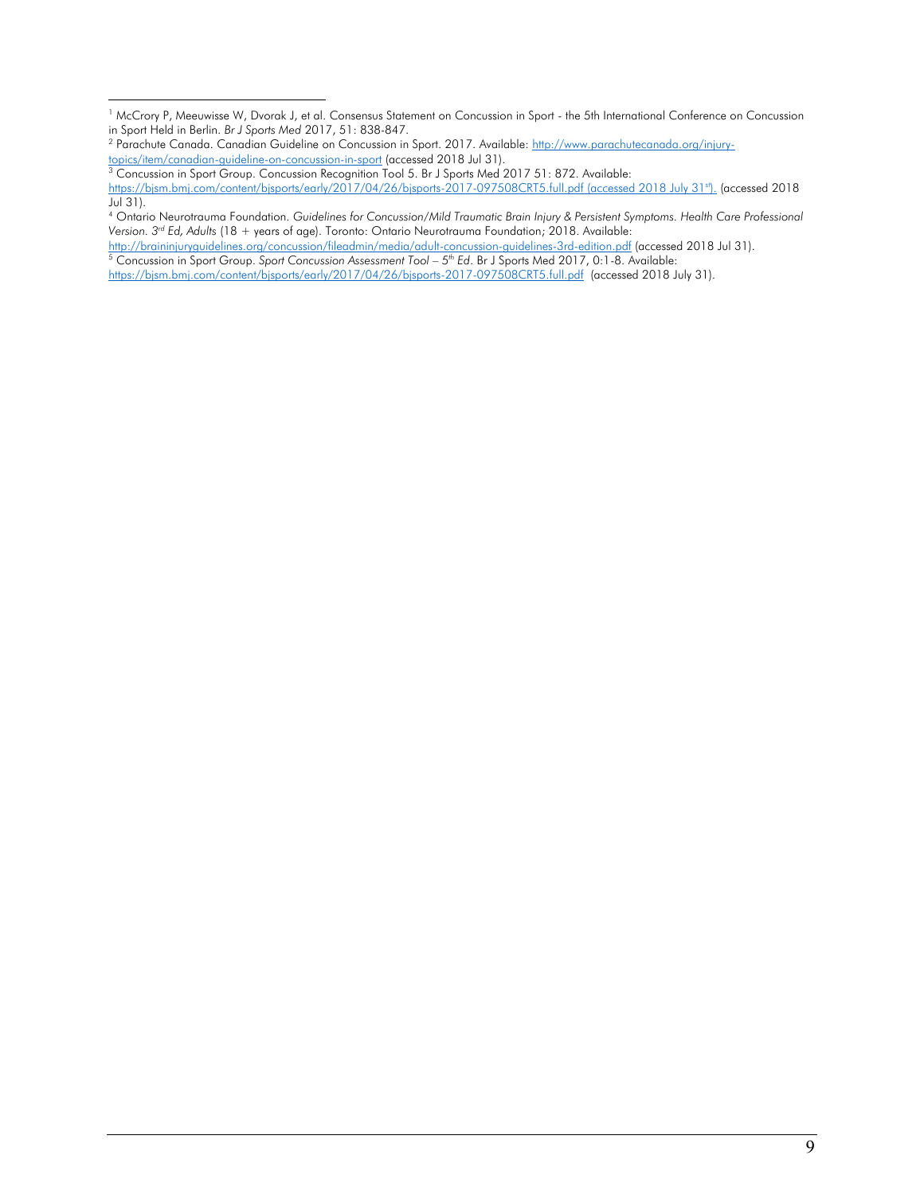[1] McCrory P, Meeuwisse W, Dvorak J, et al. Consensus Statement on Concussion in Sport - the 5th International Conference on Concussion in Sport Held in Berlin. *Br J Sports Med* 2017, 51: 838-847.

[2] Parachute Canada. Canadian Guideline on Concussion in Sport. 2017. Available: http://www.parachutecanada.org/injury-topics/item/canadian-guideline-on-concussion-in-sport (accessed 2018 Jul 31).

[3] Concussion in Sport Group. Concussion Recognition Tool 5. Br J Sports Med 2017 51: 872. Available: https://bjsm.bmj.com/content/bjsports/early/2017/04/26/bjsports-2017-097508CRT5.full.pdf (accessed 2018 July 31st). (accessed 2018 Jul 31).

[4] Ontario Neurotrauma Foundation. *Guidelines for Concussion/Mild Traumatic Brain Injury & Persistent Symptoms. Health Care Professional Version. 3rd Ed, Adults* (18 + years of age). Toronto: Ontario Neurotrauma Foundation; 2018. Available: http://braininjuryguidelines.org/concussion/fileadmin/media/adult-concussion-guidelines-3rd-edition.pdf (accessed 2018 Jul 31).

[5] Concussion in Sport Group. *Sport Concussion Assessment Tool – 5th Ed*. Br J Sports Med 2017, 0:1-8. Available: https://bjsm.bmj.com/content/bjsports/early/2017/04/26/bjsports-2017-097508CRT5.full.pdf (accessed 2018 July 31).